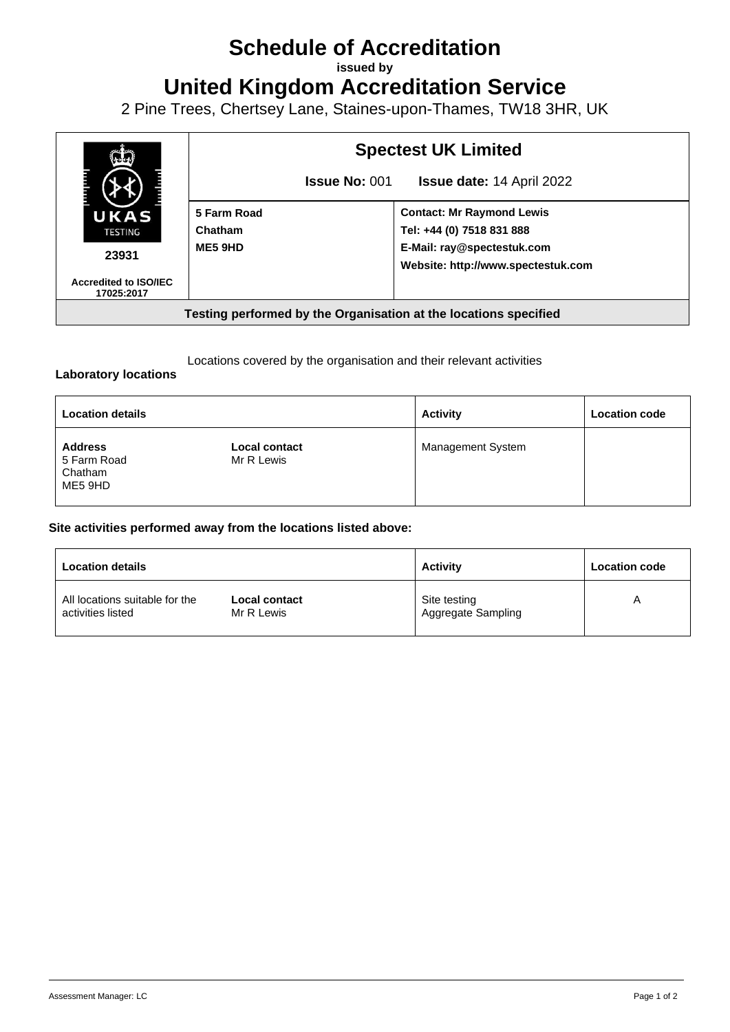# Schedule of Accreditation

**issued by**

# United Kingdom Accreditation Service

2 Pine Trees, Chertsey Lane, Staines-upon-Thames, TW18 3HR, UK

| UKAS TESTING 23931 Accredited to ISO/IEC 17025:2017 | **Spectest UK Limited** | |
|---|---|---|
| | **Issue No:** 001 | **Issue date:** 14 April 2022 |
| | **5 Farm Road** **Chatham** **ME5 9HD** | **Contact: Mr Raymond Lewis** **Tel: +44 (0) 7518 831 888** **E-Mail: ray@spectestuk.com** **Website: http://www.spectestuk.com** |
| **Testing performed by the Organisation at the locations specified** | | |

**Laboratory locations**

Locations covered by the organisation and their relevant activities

| Location details | | Activity | Location code |
|---|---|---|---|
| **Address** 5 Farm Road Chatham ME5 9HD | **Local contact** Mr R Lewis | Management System | |

**Site activities performed away from the locations listed above:**

| Location details | | Activity | Location code |
|---|---|---|---|
| All locations suitable for the activities listed | **Local contact** Mr R Lewis | Site testing Aggregate Sampling | A |

Assessment Manager: LC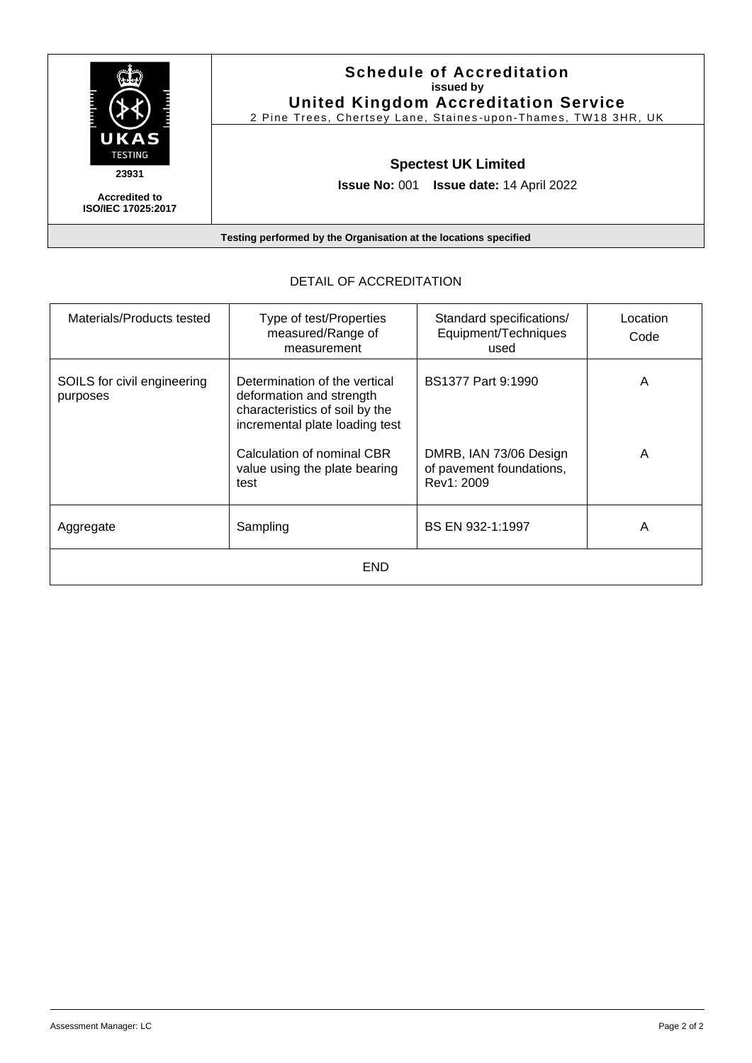UKAS TESTING

23931

**Accredited to ISO/IEC 17025:2017**

# Schedule of Accreditation
**issued by**
## United Kingdom Accreditation Service
2 Pine Trees, Chertsey Lane, Staines-upon-Thames, TW18 3HR, UK

### Spectest UK Limited

**Issue No:** 001 **Issue date:** 14 April 2022

**Testing performed by the Organisation at the locations specified**

DETAIL OF ACCREDITATION

| Materials/Products tested | Type of test/Properties measured/Range of measurement | Standard specifications/ Equipment/Techniques used | Location Code |
|---|---|---|---|
| SOILS for civil engineering purposes | Determination of the vertical deformation and strength characteristics of soil by the incremental plate loading test | BS1377 Part 9:1990 | A |
| | Calculation of nominal CBR value using the plate bearing test | DMRB, IAN 73/06 Design of pavement foundations, Rev1: 2009 | A |
| Aggregate | Sampling | BS EN 932-1:1997 | A |
| END | | | |

Assessment Manager: LC